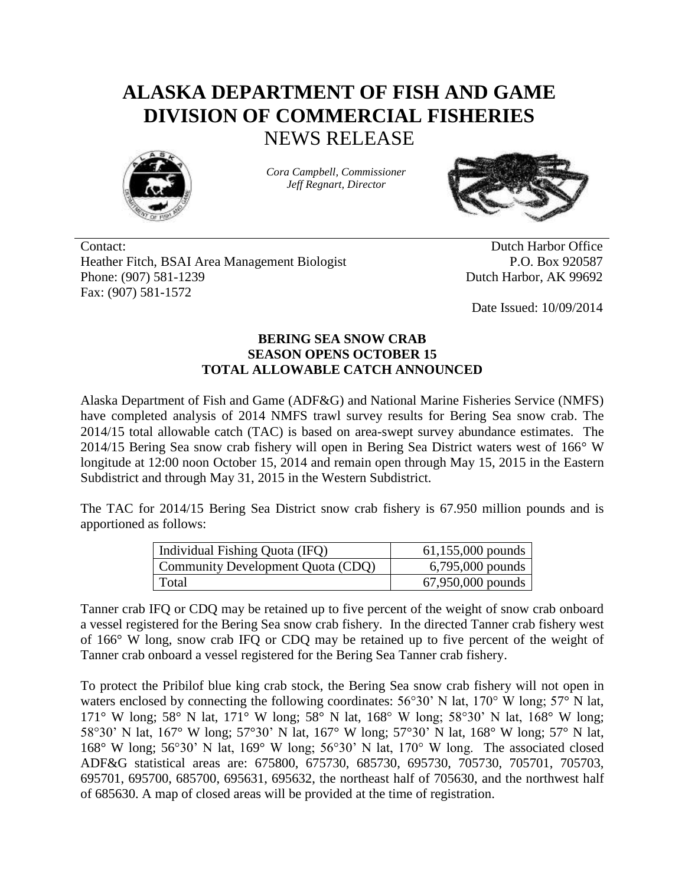# ALASKA DEPARTMENT OF FISH AND GAME
# DIVISION OF COMMERCIAL FISHERIES
## NEWS RELEASE

*Cora Campbell, Commissioner*
*Jeff Regnart, Director*

Contact:
Heather Fitch, BSAI Area Management Biologist
Phone: (907) 581-1239
Fax: (907) 581-1572

Dutch Harbor Office
P.O. Box 920587
Dutch Harbor, AK 99692

Date Issued: 10/09/2014

**BERING SEA SNOW CRAB**
**SEASON OPENS OCTOBER 15**
**TOTAL ALLOWABLE CATCH ANNOUNCED**

Alaska Department of Fish and Game (ADF&G) and National Marine Fisheries Service (NMFS) have completed analysis of 2014 NMFS trawl survey results for Bering Sea snow crab. The 2014/15 total allowable catch (TAC) is based on area-swept survey abundance estimates. The 2014/15 Bering Sea snow crab fishery will open in Bering Sea District waters west of 166° W longitude at 12:00 noon October 15, 2014 and remain open through May 15, 2015 in the Eastern Subdistrict and through May 31, 2015 in the Western Subdistrict.

The TAC for 2014/15 Bering Sea District snow crab fishery is 67.950 million pounds and is apportioned as follows:

| | |
|---|---:|
| Individual Fishing Quota (IFQ) | 61,155,000 pounds |
| Community Development Quota (CDQ) | 6,795,000 pounds |
| Total | 67,950,000 pounds |

Tanner crab IFQ or CDQ may be retained up to five percent of the weight of snow crab onboard a vessel registered for the Bering Sea snow crab fishery. In the directed Tanner crab fishery west of 166° W long, snow crab IFQ or CDQ may be retained up to five percent of the weight of Tanner crab onboard a vessel registered for the Bering Sea Tanner crab fishery.

To protect the Pribilof blue king crab stock, the Bering Sea snow crab fishery will not open in waters enclosed by connecting the following coordinates: 56°30' N lat, 170° W long; 57° N lat, 171° W long; 58° N lat, 171° W long; 58° N lat, 168° W long; 58°30' N lat, 168° W long; 58°30' N lat, 167° W long; 57°30' N lat, 167° W long; 57°30' N lat, 168° W long; 57° N lat, 168° W long; 56°30' N lat, 169° W long; 56°30' N lat, 170° W long. The associated closed ADF&G statistical areas are: 675800, 675730, 685730, 695730, 705730, 705701, 705703, 695701, 695700, 685700, 695631, 695632, the northeast half of 705630, and the northwest half of 685630. A map of closed areas will be provided at the time of registration.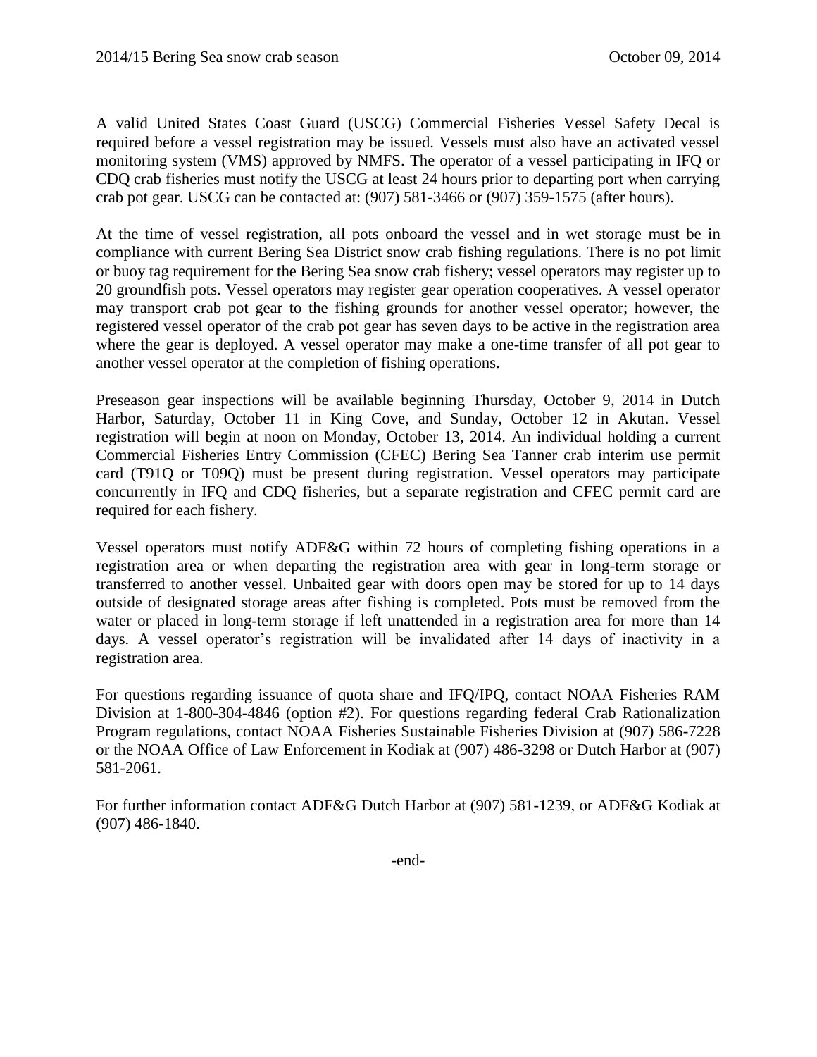A valid United States Coast Guard (USCG) Commercial Fisheries Vessel Safety Decal is required before a vessel registration may be issued. Vessels must also have an activated vessel monitoring system (VMS) approved by NMFS. The operator of a vessel participating in IFQ or CDQ crab fisheries must notify the USCG at least 24 hours prior to departing port when carrying crab pot gear. USCG can be contacted at: (907) 581-3466 or (907) 359-1575 (after hours).

At the time of vessel registration, all pots onboard the vessel and in wet storage must be in compliance with current Bering Sea District snow crab fishing regulations. There is no pot limit or buoy tag requirement for the Bering Sea snow crab fishery; vessel operators may register up to 20 groundfish pots. Vessel operators may register gear operation cooperatives. A vessel operator may transport crab pot gear to the fishing grounds for another vessel operator; however, the registered vessel operator of the crab pot gear has seven days to be active in the registration area where the gear is deployed. A vessel operator may make a one-time transfer of all pot gear to another vessel operator at the completion of fishing operations.

Preseason gear inspections will be available beginning Thursday, October 9, 2014 in Dutch Harbor, Saturday, October 11 in King Cove, and Sunday, October 12 in Akutan. Vessel registration will begin at noon on Monday, October 13, 2014. An individual holding a current Commercial Fisheries Entry Commission (CFEC) Bering Sea Tanner crab interim use permit card (T91Q or T09Q) must be present during registration. Vessel operators may participate concurrently in IFQ and CDQ fisheries, but a separate registration and CFEC permit card are required for each fishery.

Vessel operators must notify ADF&G within 72 hours of completing fishing operations in a registration area or when departing the registration area with gear in long-term storage or transferred to another vessel. Unbaited gear with doors open may be stored for up to 14 days outside of designated storage areas after fishing is completed. Pots must be removed from the water or placed in long-term storage if left unattended in a registration area for more than 14 days. A vessel operator's registration will be invalidated after 14 days of inactivity in a registration area.

For questions regarding issuance of quota share and IFQ/IPQ, contact NOAA Fisheries RAM Division at 1-800-304-4846 (option #2). For questions regarding federal Crab Rationalization Program regulations, contact NOAA Fisheries Sustainable Fisheries Division at (907) 586-7228 or the NOAA Office of Law Enforcement in Kodiak at (907) 486-3298 or Dutch Harbor at (907) 581-2061.

For further information contact ADF&G Dutch Harbor at (907) 581-1239, or ADF&G Kodiak at (907) 486-1840.

-end-